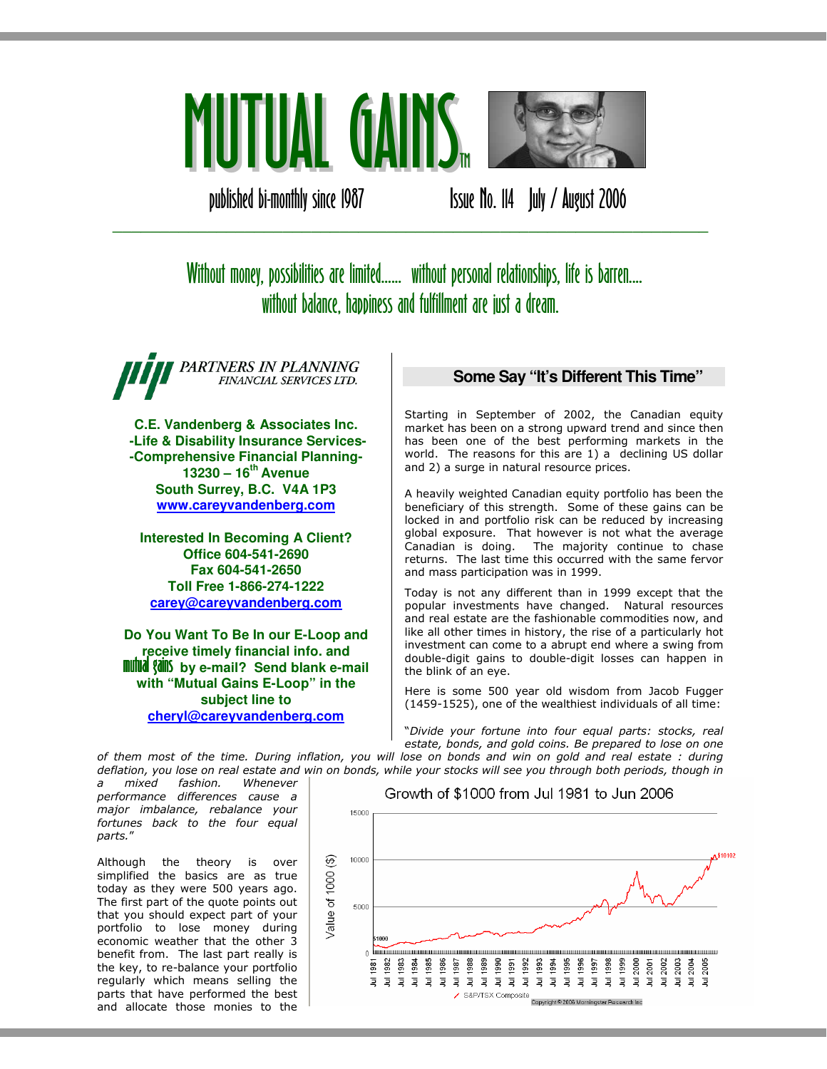# MUTUAL GAINS™

published bi-monthly since 1987 — Issue No. 114 July / August 2006

---

*Without money, possibilities are limited...... without personal relationships, life is barren.... without balance, happiness and fulfillment are just a dream.*

**PARTNERS IN PLANNING FINANCIAL SERVICES LTD.**

**C.E. Vandenberg & Associates Inc.**
**-Life & Disability Insurance Services-**
**-Comprehensive Financial Planning-**
**13230 – 16th Avenue**
**South Surrey, B.C. V4A 1P3**
**www.careyvandenberg.com**

**Interested In Becoming A Client?**
**Office 604-541-2690**
**Fax 604-541-2650**
**Toll Free 1-866-274-1222**
**carey@careyvandenberg.com**

**Do You Want To Be In our E-Loop and receive timely financial info. and mutual gains by e-mail? Send blank e-mail with "Mutual Gains E-Loop" in the subject line to cheryl@careyvandenberg.com**

## Some Say "It's Different This Time"

Starting in September of 2002, the Canadian equity market has been on a strong upward trend and since then has been one of the best performing markets in the world. The reasons for this are 1) a declining US dollar and 2) a surge in natural resource prices.

A heavily weighted Canadian equity portfolio has been the beneficiary of this strength. Some of these gains can be locked in and portfolio risk can be reduced by increasing global exposure. That however is not what the average Canadian is doing. The majority continue to chase returns. The last time this occurred with the same fervor and mass participation was in 1999.

Today is not any different than in 1999 except that the popular investments have changed. Natural resources and real estate are the fashionable commodities now, and like all other times in history, the rise of a particularly hot investment can come to a abrupt end where a swing from double-digit gains to double-digit losses can happen in the blink of an eye.

Here is some 500 year old wisdom from Jacob Fugger (1459-1525), one of the wealthiest individuals of all time:

"*Divide your fortune into four equal parts: stocks, real estate, bonds, and gold coins. Be prepared to lose on one of them most of the time. During inflation, you will lose on bonds and win on gold and real estate : during deflation, you lose on real estate and win on bonds, while your stocks will see you through both periods, though in a mixed fashion. Whenever performance differences cause a major imbalance, rebalance your fortunes back to the four equal parts.*"

Although the theory is over simplified the basics are as true today as they were 500 years ago. The first part of the quote points out that you should expect part of your portfolio to lose money during economic weather that the other 3 benefit from. The last part really is the key, to re-balance your portfolio regularly which means selling the parts that have performed the best and allocate those monies to the

**Growth of $1000 from Jul 1981 to Jun 2006**

(Chart: Value of 1000 ($), S&P/TSX Composite, $1000 growing to $10102, Jul 1981 – Jul 2005. Copyright © 2006 Morningstar Research Inc)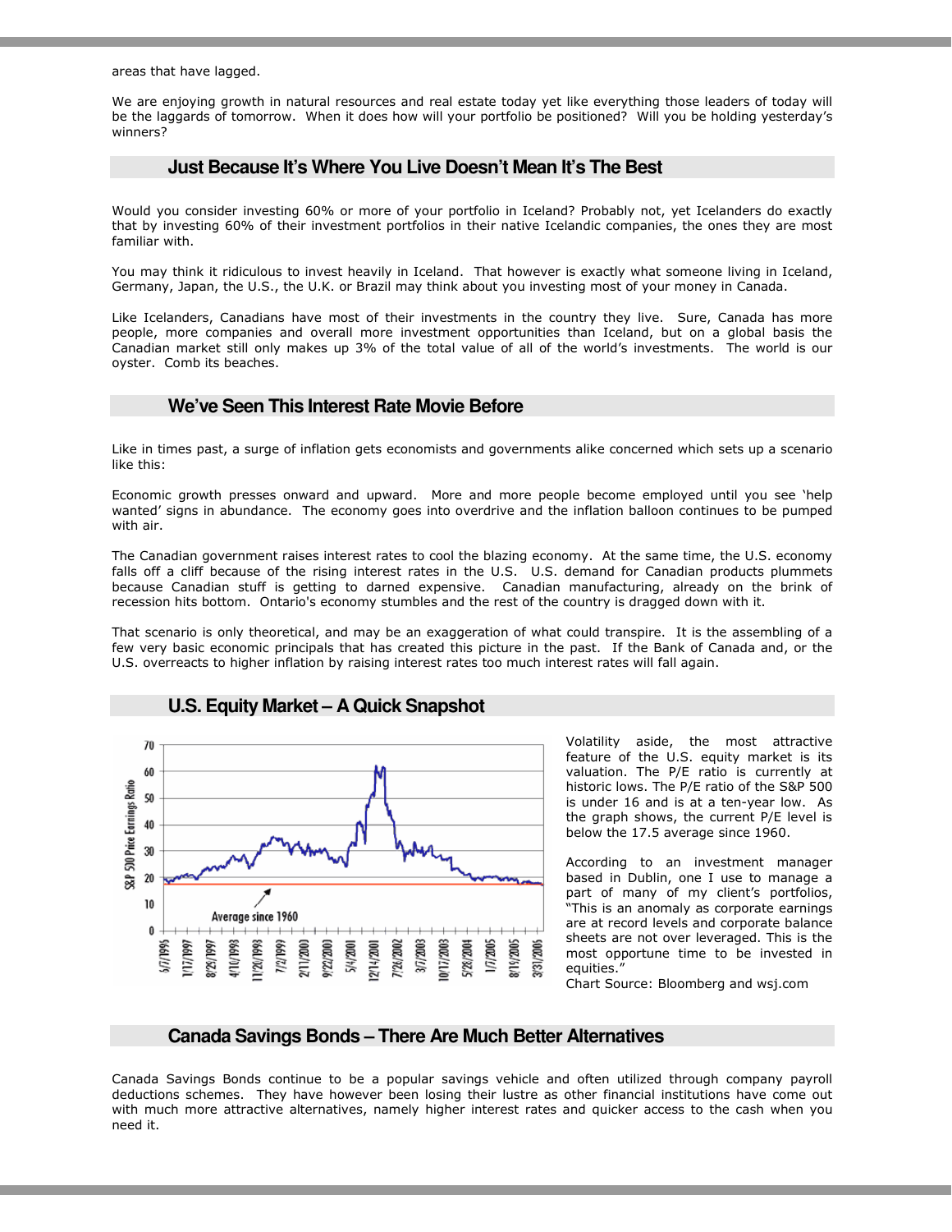areas that have lagged.

We are enjoying growth in natural resources and real estate today yet like everything those leaders of today will be the laggards of tomorrow. When it does how will your portfolio be positioned? Will you be holding yesterday's winners?

## Just Because It's Where You Live Doesn't Mean It's The Best

Would you consider investing 60% or more of your portfolio in Iceland? Probably not, yet Icelanders do exactly that by investing 60% of their investment portfolios in their native Icelandic companies, the ones they are most familiar with.

You may think it ridiculous to invest heavily in Iceland. That however is exactly what someone living in Iceland, Germany, Japan, the U.S., the U.K. or Brazil may think about you investing most of your money in Canada.

Like Icelanders, Canadians have most of their investments in the country they live. Sure, Canada has more people, more companies and overall more investment opportunities than Iceland, but on a global basis the Canadian market still only makes up 3% of the total value of all of the world's investments. The world is our oyster. Comb its beaches.

## We've Seen This Interest Rate Movie Before

Like in times past, a surge of inflation gets economists and governments alike concerned which sets up a scenario like this:

Economic growth presses onward and upward. More and more people become employed until you see 'help wanted' signs in abundance. The economy goes into overdrive and the inflation balloon continues to be pumped with air.

The Canadian government raises interest rates to cool the blazing economy. At the same time, the U.S. economy falls off a cliff because of the rising interest rates in the U.S. U.S. demand for Canadian products plummets because Canadian stuff is getting to darned expensive. Canadian manufacturing, already on the brink of recession hits bottom. Ontario's economy stumbles and the rest of the country is dragged down with it.

That scenario is only theoretical, and may be an exaggeration of what could transpire. It is the assembling of a few very basic economic principals that has created this picture in the past. If the Bank of Canada and, or the U.S. overreacts to higher inflation by raising interest rates too much interest rates will fall again.

## U.S. Equity Market – A Quick Snapshot

Volatility aside, the most attractive feature of the U.S. equity market is its valuation. The P/E ratio is currently at historic lows. The P/E ratio of the S&P 500 is under 16 and is at a ten-year low. As the graph shows, the current P/E level is below the 17.5 average since 1960.

According to an investment manager based in Dublin, one I use to manage a part of many of my client's portfolios, "This is an anomaly as corporate earnings are at record levels and corporate balance sheets are not over leveraged. This is the most opportune time to be invested in equities."

Chart Source: Bloomberg and wsj.com

## Canada Savings Bonds – There Are Much Better Alternatives

Canada Savings Bonds continue to be a popular savings vehicle and often utilized through company payroll deductions schemes. They have however been losing their lustre as other financial institutions have come out with much more attractive alternatives, namely higher interest rates and quicker access to the cash when you need it.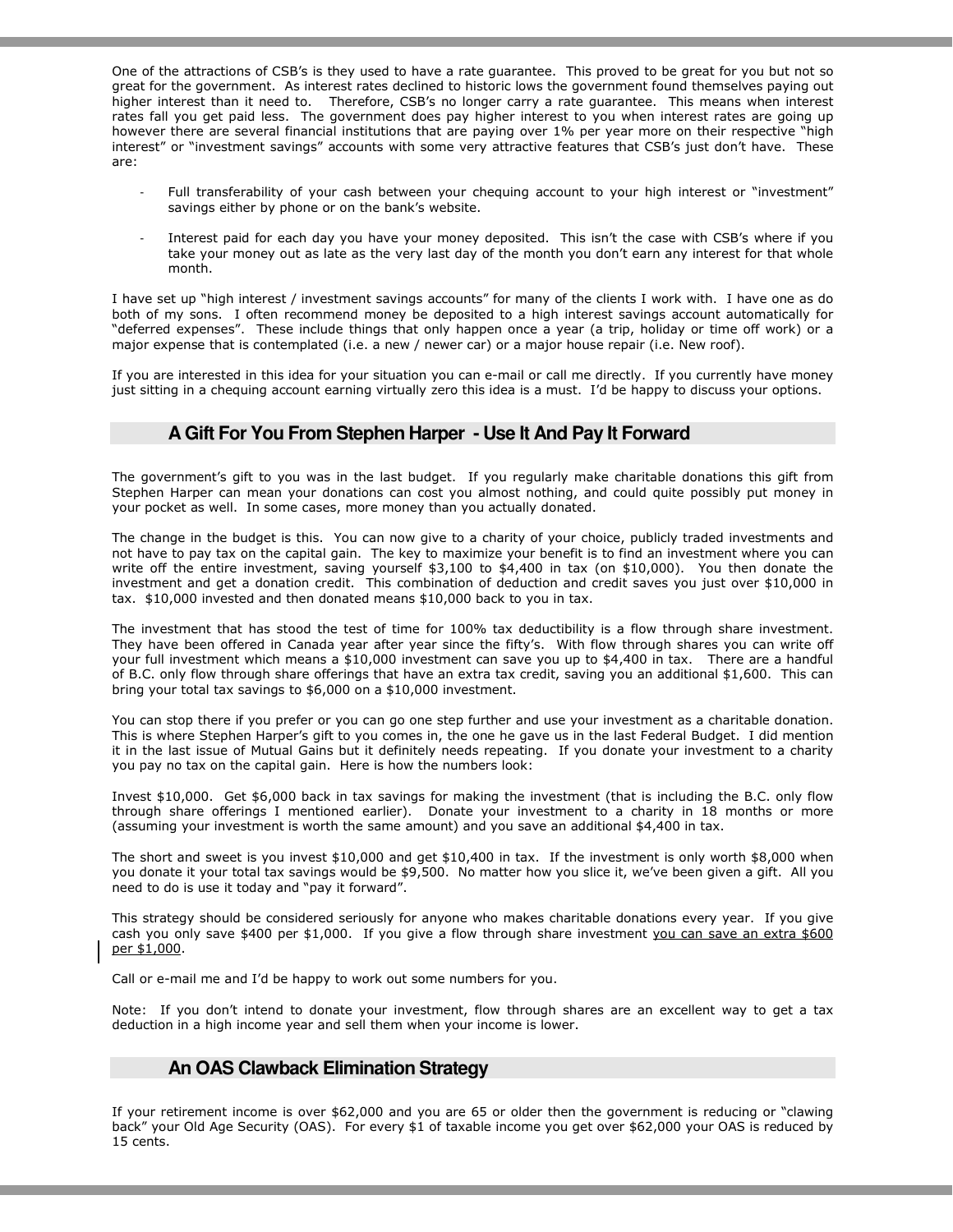One of the attractions of CSB's is they used to have a rate guarantee. This proved to be great for you but not so great for the government. As interest rates declined to historic lows the government found themselves paying out higher interest than it need to. Therefore, CSB's no longer carry a rate guarantee. This means when interest rates fall you get paid less. The government does pay higher interest to you when interest rates are going up however there are several financial institutions that are paying over 1% per year more on their respective "high interest" or "investment savings" accounts with some very attractive features that CSB's just don't have. These are:

- Full transferability of your cash between your chequing account to your high interest or "investment" savings either by phone or on the bank's website.
- Interest paid for each day you have your money deposited. This isn't the case with CSB's where if you take your money out as late as the very last day of the month you don't earn any interest for that whole month.

I have set up "high interest / investment savings accounts" for many of the clients I work with. I have one as do both of my sons. I often recommend money be deposited to a high interest savings account automatically for "deferred expenses". These include things that only happen once a year (a trip, holiday or time off work) or a major expense that is contemplated (i.e. a new / newer car) or a major house repair (i.e. New roof).

If you are interested in this idea for your situation you can e-mail or call me directly. If you currently have money just sitting in a chequing account earning virtually zero this idea is a must. I'd be happy to discuss your options.

## A Gift For You From Stephen Harper - Use It And Pay It Forward

The government's gift to you was in the last budget. If you regularly make charitable donations this gift from Stephen Harper can mean your donations can cost you almost nothing, and could quite possibly put money in your pocket as well. In some cases, more money than you actually donated.

The change in the budget is this. You can now give to a charity of your choice, publicly traded investments and not have to pay tax on the capital gain. The key to maximize your benefit is to find an investment where you can write off the entire investment, saving yourself $3,100 to $4,400 in tax (on $10,000). You then donate the investment and get a donation credit. This combination of deduction and credit saves you just over $10,000 in tax. $10,000 invested and then donated means $10,000 back to you in tax.

The investment that has stood the test of time for 100% tax deductibility is a flow through share investment. They have been offered in Canada year after year since the fifty's. With flow through shares you can write off your full investment which means a $10,000 investment can save you up to $4,400 in tax. There are a handful of B.C. only flow through share offerings that have an extra tax credit, saving you an additional $1,600. This can bring your total tax savings to $6,000 on a $10,000 investment.

You can stop there if you prefer or you can go one step further and use your investment as a charitable donation. This is where Stephen Harper's gift to you comes in, the one he gave us in the last Federal Budget. I did mention it in the last issue of Mutual Gains but it definitely needs repeating. If you donate your investment to a charity you pay no tax on the capital gain. Here is how the numbers look:

Invest $10,000. Get $6,000 back in tax savings for making the investment (that is including the B.C. only flow through share offerings I mentioned earlier). Donate your investment to a charity in 18 months or more (assuming your investment is worth the same amount) and you save an additional $4,400 in tax.

The short and sweet is you invest $10,000 and get $10,400 in tax. If the investment is only worth $8,000 when you donate it your total tax savings would be $9,500. No matter how you slice it, we've been given a gift. All you need to do is use it today and "pay it forward".

This strategy should be considered seriously for anyone who makes charitable donations every year. If you give cash you only save $400 per $1,000. If you give a flow through share investment <u>you can save an extra $600 per $1,000</u>.

Call or e-mail me and I'd be happy to work out some numbers for you.

Note: If you don't intend to donate your investment, flow through shares are an excellent way to get a tax deduction in a high income year and sell them when your income is lower.

## An OAS Clawback Elimination Strategy

If your retirement income is over $62,000 and you are 65 or older then the government is reducing or "clawing back" your Old Age Security (OAS). For every $1 of taxable income you get over $62,000 your OAS is reduced by 15 cents.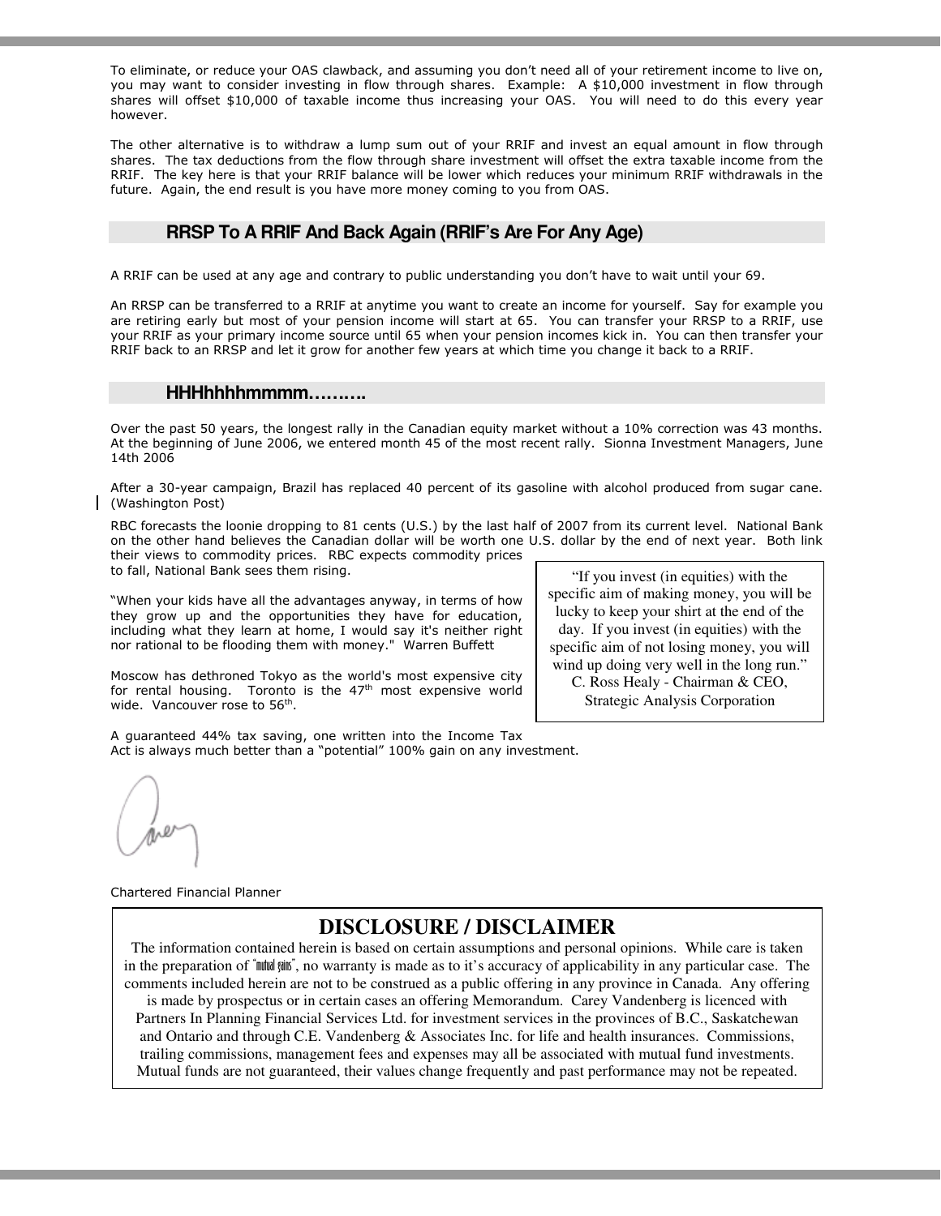To eliminate, or reduce your OAS clawback, and assuming you don't need all of your retirement income to live on, you may want to consider investing in flow through shares. Example: A $10,000 investment in flow through shares will offset $10,000 of taxable income thus increasing your OAS. You will need to do this every year however.

The other alternative is to withdraw a lump sum out of your RRIF and invest an equal amount in flow through shares. The tax deductions from the flow through share investment will offset the extra taxable income from the RRIF. The key here is that your RRIF balance will be lower which reduces your minimum RRIF withdrawals in the future. Again, the end result is you have more money coming to you from OAS.

## RRSP To A RRIF And Back Again (RRIF's Are For Any Age)

A RRIF can be used at any age and contrary to public understanding you don't have to wait until your 69.

An RRSP can be transferred to a RRIF at anytime you want to create an income for yourself. Say for example you are retiring early but most of your pension income will start at 65. You can transfer your RRSP to a RRIF, use your RRIF as your primary income source until 65 when your pension incomes kick in. You can then transfer your RRIF back to an RRSP and let it grow for another few years at which time you change it back to a RRIF.

## HHHhhhhmmmm……….

Over the past 50 years, the longest rally in the Canadian equity market without a 10% correction was 43 months. At the beginning of June 2006, we entered month 45 of the most recent rally. Sionna Investment Managers, June 14th 2006

After a 30-year campaign, Brazil has replaced 40 percent of its gasoline with alcohol produced from sugar cane. (Washington Post)

RBC forecasts the loonie dropping to 81 cents (U.S.) by the last half of 2007 from its current level. National Bank on the other hand believes the Canadian dollar will be worth one U.S. dollar by the end of next year. Both link their views to commodity prices. RBC expects commodity prices to fall, National Bank sees them rising.

"When your kids have all the advantages anyway, in terms of how they grow up and the opportunities they have for education, including what they learn at home, I would say it's neither right nor rational to be flooding them with money." Warren Buffett

Moscow has dethroned Tokyo as the world's most expensive city for rental housing. Toronto is the 47th most expensive world wide. Vancouver rose to 56th.

> "If you invest (in equities) with the specific aim of making money, you will be lucky to keep your shirt at the end of the day. If you invest (in equities) with the specific aim of not losing money, you will wind up doing very well in the long run."
> C. Ross Healy - Chairman & CEO, Strategic Analysis Corporation

A guaranteed 44% tax saving, one written into the Income Tax Act is always much better than a "potential" 100% gain on any investment.

Carey

Chartered Financial Planner

## DISCLOSURE / DISCLAIMER

The information contained herein is based on certain assumptions and personal opinions. While care is taken in the preparation of "mutual gains", no warranty is made as to it's accuracy of applicability in any particular case. The comments included herein are not to be construed as a public offering in any province in Canada. Any offering is made by prospectus or in certain cases an offering Memorandum. Carey Vandenberg is licenced with Partners In Planning Financial Services Ltd. for investment services in the provinces of B.C., Saskatchewan and Ontario and through C.E. Vandenberg & Associates Inc. for life and health insurances. Commissions, trailing commissions, management fees and expenses may all be associated with mutual fund investments. Mutual funds are not guaranteed, their values change frequently and past performance may not be repeated.